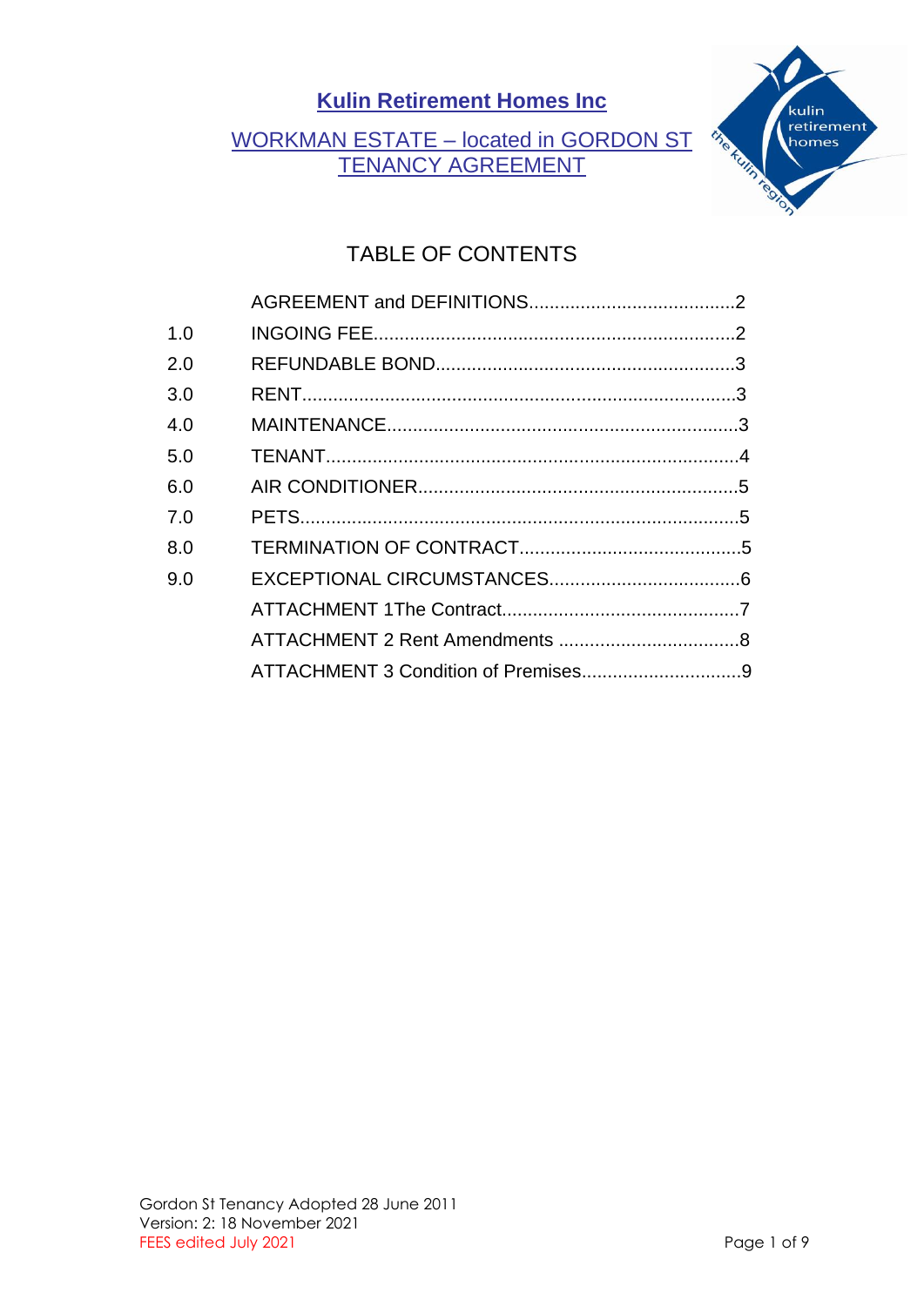# Kulin Retirement Homes Inc

## WORKMAN ESTATE – located in GORDON ST TENANCY AGREEMENT

## TABLE OF CONTENTS

| | | |
|---|---|---|
| | AGREEMENT and DEFINITIONS | 2 |
| 1.0 | INGOING FEE | 2 |
| 2.0 | REFUNDABLE BOND | 3 |
| 3.0 | RENT | 3 |
| 4.0 | MAINTENANCE | 3 |
| 5.0 | TENANT | 4 |
| 6.0 | AIR CONDITIONER | 5 |
| 7.0 | PETS | 5 |
| 8.0 | TERMINATION OF CONTRACT | 5 |
| 9.0 | EXCEPTIONAL CIRCUMSTANCES | 6 |
| | ATTACHMENT 1The Contract | 7 |
| | ATTACHMENT 2 Rent Amendments | 8 |
| | ATTACHMENT 3 Condition of Premises | 9 |

Gordon St Tenancy Adopted 28 June 2011
Version: 2: 18 November 2021
FEES edited July 2021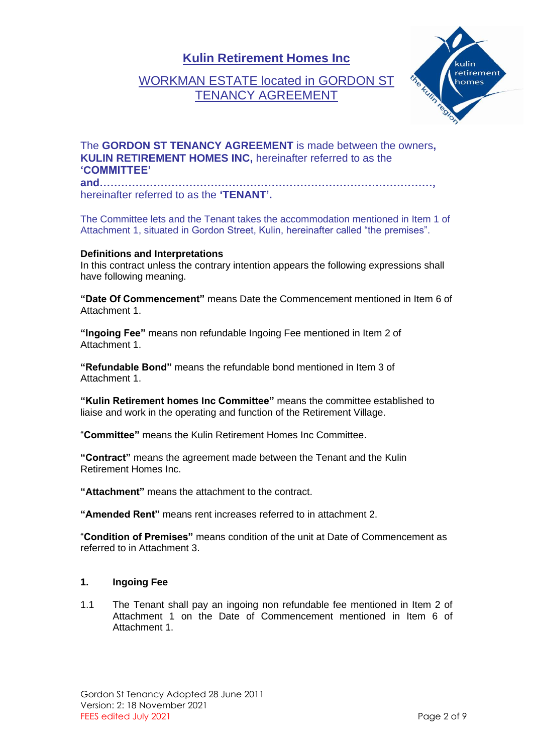# Kulin Retirement Homes Inc

## WORKMAN ESTATE located in GORDON ST TENANCY AGREEMENT

The **GORDON ST TENANCY AGREEMENT** is made between the owners**, KULIN RETIREMENT HOMES INC,** hereinafter referred to as the **'COMMITTEE'**
**and………………………………………………………………………………,**
hereinafter referred to as the **'TENANT'.**

The Committee lets and the Tenant takes the accommodation mentioned in Item 1 of Attachment 1, situated in Gordon Street, Kulin, hereinafter called "the premises".

**Definitions and Interpretations**
In this contract unless the contrary intention appears the following expressions shall have following meaning.

**"Date Of Commencement"** means Date the Commencement mentioned in Item 6 of Attachment 1.

**"Ingoing Fee"** means non refundable Ingoing Fee mentioned in Item 2 of Attachment 1.

**"Refundable Bond"** means the refundable bond mentioned in Item 3 of Attachment 1.

**"Kulin Retirement homes Inc Committee"** means the committee established to liaise and work in the operating and function of the Retirement Village.

"**Committee"** means the Kulin Retirement Homes Inc Committee.

**"Contract"** means the agreement made between the Tenant and the Kulin Retirement Homes Inc.

**"Attachment"** means the attachment to the contract.

**"Amended Rent"** means rent increases referred to in attachment 2.

"**Condition of Premises"** means condition of the unit at Date of Commencement as referred to in Attachment 3.

**1. Ingoing Fee**

1.1 The Tenant shall pay an ingoing non refundable fee mentioned in Item 2 of Attachment 1 on the Date of Commencement mentioned in Item 6 of Attachment 1.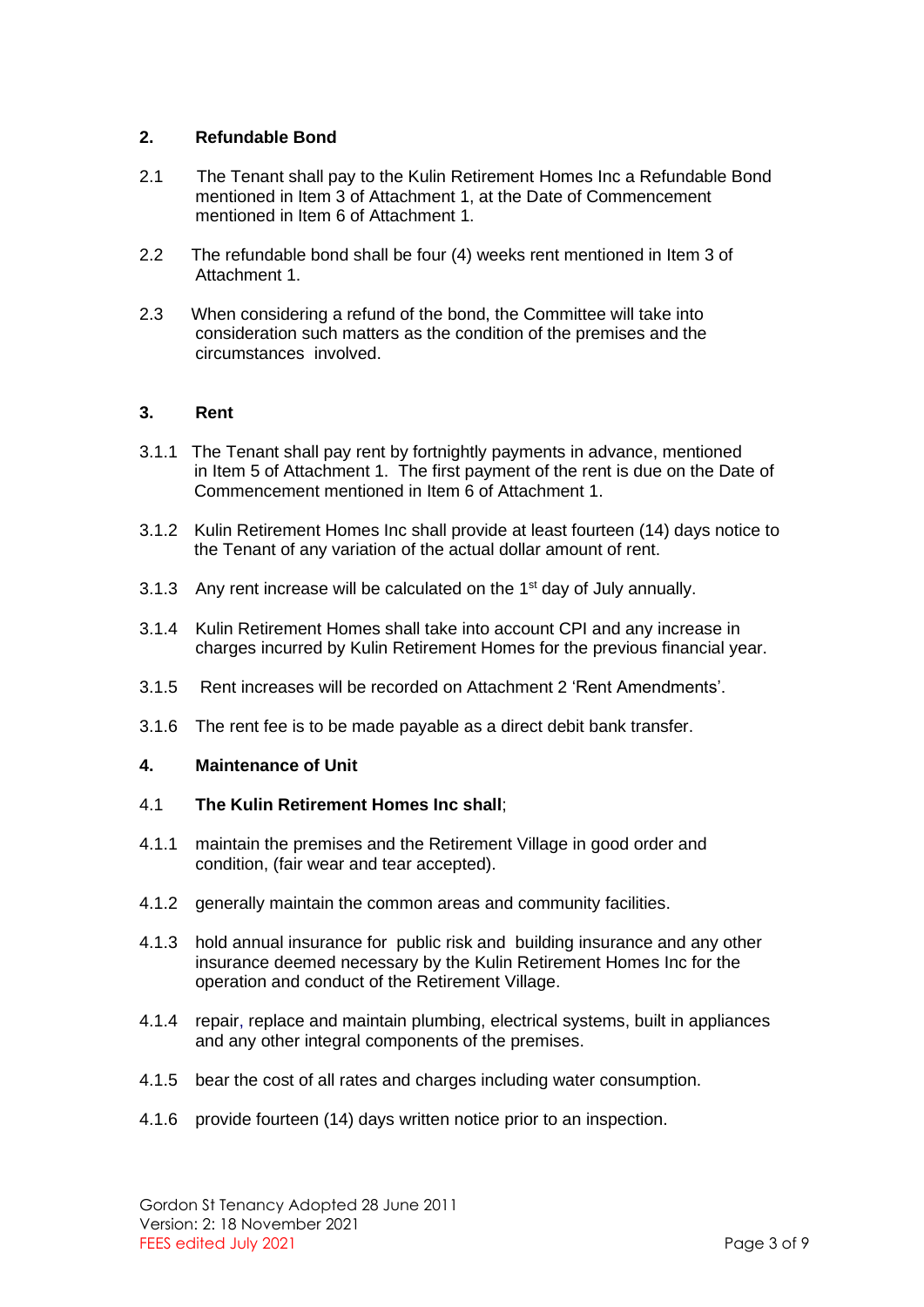## 2. Refundable Bond

2.1 The Tenant shall pay to the Kulin Retirement Homes Inc a Refundable Bond mentioned in Item 3 of Attachment 1, at the Date of Commencement mentioned in Item 6 of Attachment 1.

2.2 The refundable bond shall be four (4) weeks rent mentioned in Item 3 of Attachment 1.

2.3 When considering a refund of the bond, the Committee will take into consideration such matters as the condition of the premises and the circumstances involved.

## 3. Rent

3.1.1 The Tenant shall pay rent by fortnightly payments in advance, mentioned in Item 5 of Attachment 1. The first payment of the rent is due on the Date of Commencement mentioned in Item 6 of Attachment 1.

3.1.2 Kulin Retirement Homes Inc shall provide at least fourteen (14) days notice to the Tenant of any variation of the actual dollar amount of rent.

3.1.3 Any rent increase will be calculated on the 1st day of July annually.

3.1.4 Kulin Retirement Homes shall take into account CPI and any increase in charges incurred by Kulin Retirement Homes for the previous financial year.

3.1.5 Rent increases will be recorded on Attachment 2 'Rent Amendments'.

3.1.6 The rent fee is to be made payable as a direct debit bank transfer.

## 4. Maintenance of Unit

4.1 **The Kulin Retirement Homes Inc shall**;

4.1.1 maintain the premises and the Retirement Village in good order and condition, (fair wear and tear accepted).

4.1.2 generally maintain the common areas and community facilities.

4.1.3 hold annual insurance for public risk and building insurance and any other insurance deemed necessary by the Kulin Retirement Homes Inc for the operation and conduct of the Retirement Village.

4.1.4 repair, replace and maintain plumbing, electrical systems, built in appliances and any other integral components of the premises.

4.1.5 bear the cost of all rates and charges including water consumption.

4.1.6 provide fourteen (14) days written notice prior to an inspection.

Gordon St Tenancy Adopted 28 June 2011
Version: 2: 18 November 2021
FEES edited July 2021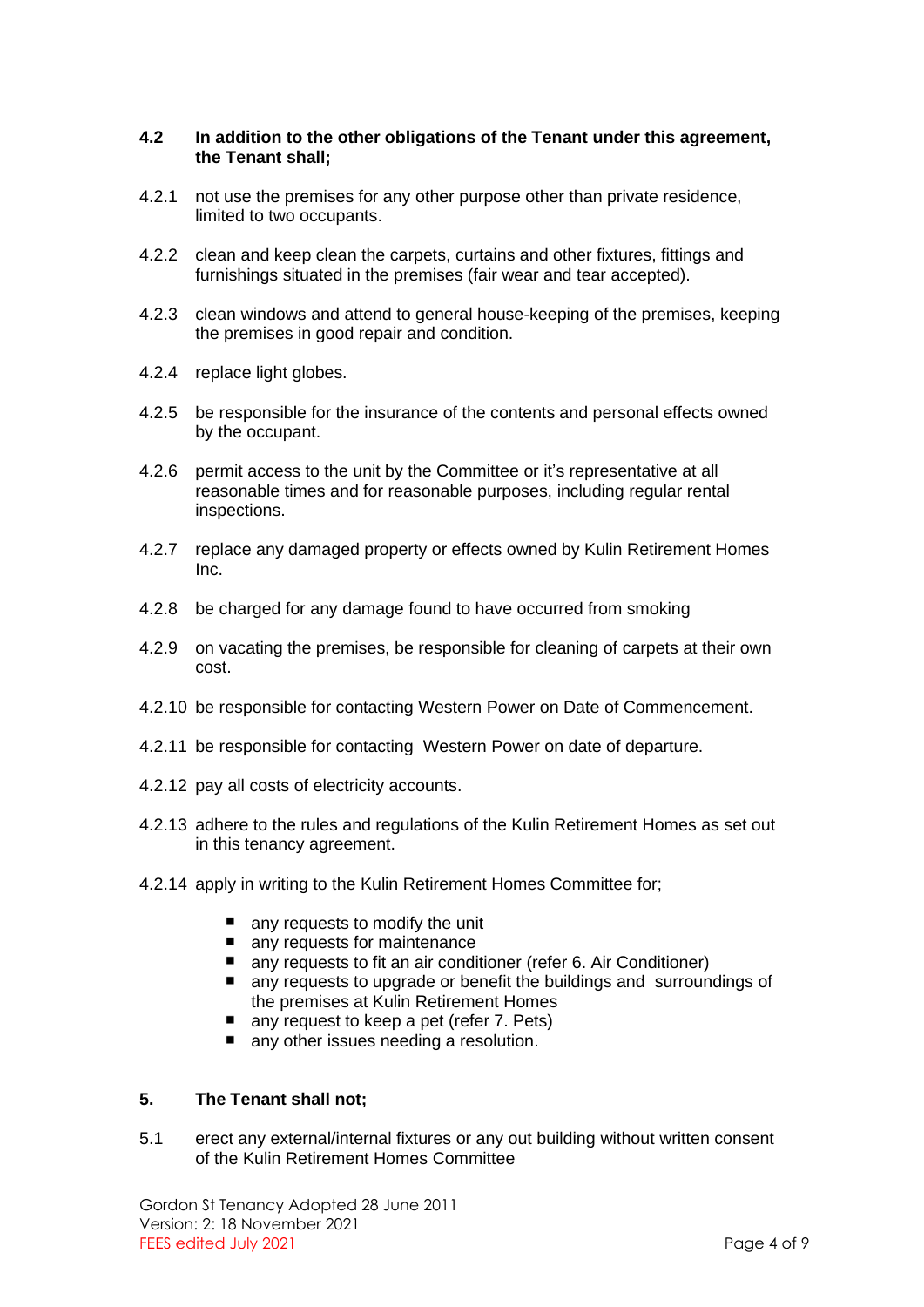**4.2 In addition to the other obligations of the Tenant under this agreement, the Tenant shall;**

4.2.1 not use the premises for any other purpose other than private residence, limited to two occupants.

4.2.2 clean and keep clean the carpets, curtains and other fixtures, fittings and furnishings situated in the premises (fair wear and tear accepted).

4.2.3 clean windows and attend to general house-keeping of the premises, keeping the premises in good repair and condition.

4.2.4 replace light globes.

4.2.5 be responsible for the insurance of the contents and personal effects owned by the occupant.

4.2.6 permit access to the unit by the Committee or it's representative at all reasonable times and for reasonable purposes, including regular rental inspections.

4.2.7 replace any damaged property or effects owned by Kulin Retirement Homes Inc.

4.2.8 be charged for any damage found to have occurred from smoking

4.2.9 on vacating the premises, be responsible for cleaning of carpets at their own cost.

4.2.10 be responsible for contacting Western Power on Date of Commencement.

4.2.11 be responsible for contacting Western Power on date of departure.

4.2.12 pay all costs of electricity accounts.

4.2.13 adhere to the rules and regulations of the Kulin Retirement Homes as set out in this tenancy agreement.

4.2.14 apply in writing to the Kulin Retirement Homes Committee for;

- any requests to modify the unit
- any requests for maintenance
- any requests to fit an air conditioner (refer 6. Air Conditioner)
- any requests to upgrade or benefit the buildings and surroundings of the premises at Kulin Retirement Homes
- any request to keep a pet (refer 7. Pets)
- any other issues needing a resolution.

## 5. The Tenant shall not;

5.1 erect any external/internal fixtures or any out building without written consent of the Kulin Retirement Homes Committee

Gordon St Tenancy Adopted 28 June 2011
Version: 2: 18 November 2021
FEES edited July 2021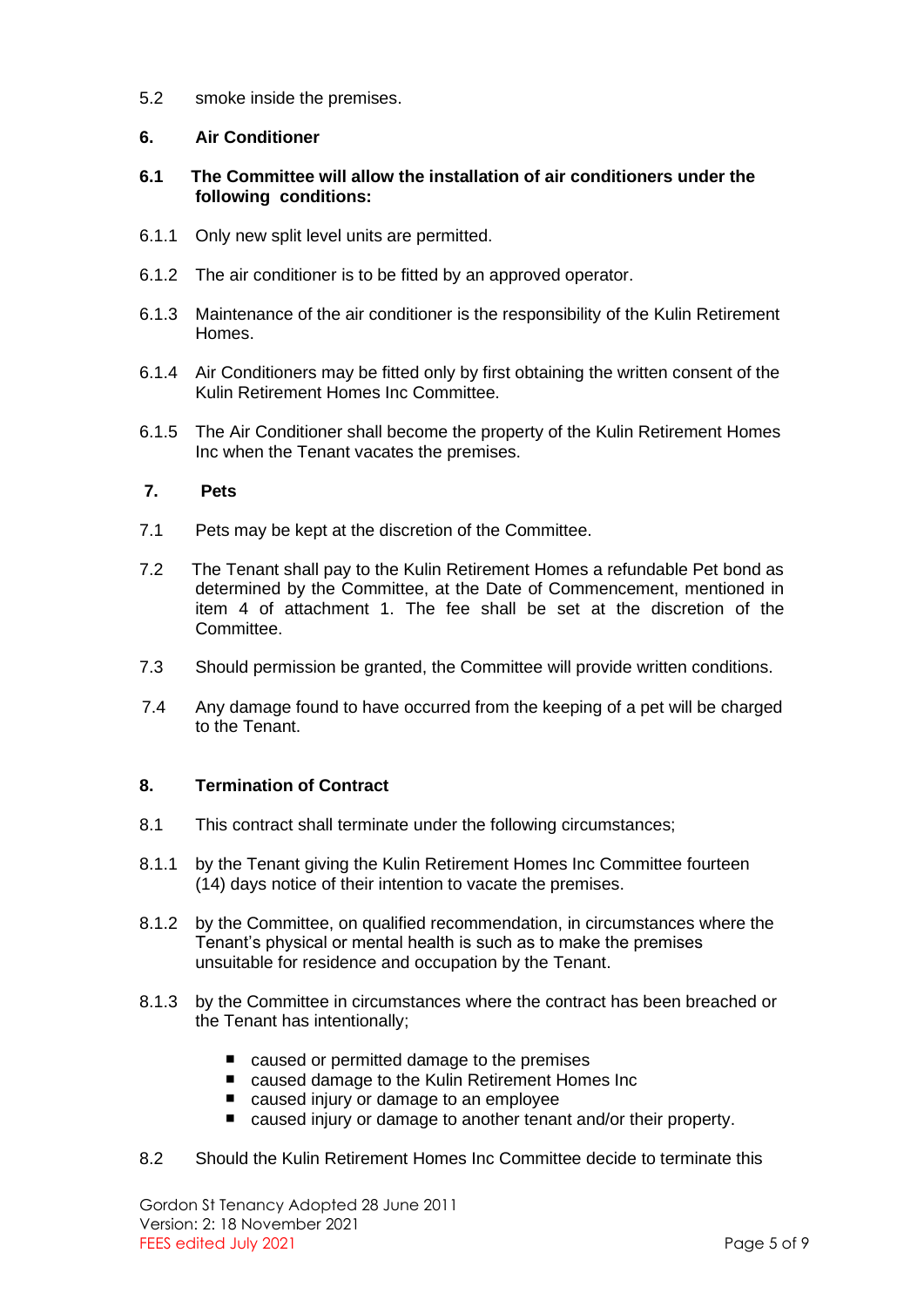5.2 smoke inside the premises.

**6. Air Conditioner**

**6.1 The Committee will allow the installation of air conditioners under the following conditions:**

6.1.1 Only new split level units are permitted.

6.1.2 The air conditioner is to be fitted by an approved operator.

6.1.3 Maintenance of the air conditioner is the responsibility of the Kulin Retirement Homes.

6.1.4 Air Conditioners may be fitted only by first obtaining the written consent of the Kulin Retirement Homes Inc Committee.

6.1.5 The Air Conditioner shall become the property of the Kulin Retirement Homes Inc when the Tenant vacates the premises.

**7. Pets**

7.1 Pets may be kept at the discretion of the Committee.

7.2 The Tenant shall pay to the Kulin Retirement Homes a refundable Pet bond as determined by the Committee, at the Date of Commencement, mentioned in item 4 of attachment 1. The fee shall be set at the discretion of the Committee.

7.3 Should permission be granted, the Committee will provide written conditions.

7.4 Any damage found to have occurred from the keeping of a pet will be charged to the Tenant.

**8. Termination of Contract**

8.1 This contract shall terminate under the following circumstances;

8.1.1 by the Tenant giving the Kulin Retirement Homes Inc Committee fourteen (14) days notice of their intention to vacate the premises.

8.1.2 by the Committee, on qualified recommendation, in circumstances where the Tenant's physical or mental health is such as to make the premises unsuitable for residence and occupation by the Tenant.

8.1.3 by the Committee in circumstances where the contract has been breached or the Tenant has intentionally;

- caused or permitted damage to the premises
- caused damage to the Kulin Retirement Homes Inc
- caused injury or damage to an employee
- caused injury or damage to another tenant and/or their property.

8.2 Should the Kulin Retirement Homes Inc Committee decide to terminate this

Gordon St Tenancy Adopted 28 June 2011
Version: 2: 18 November 2021
FEES edited July 2021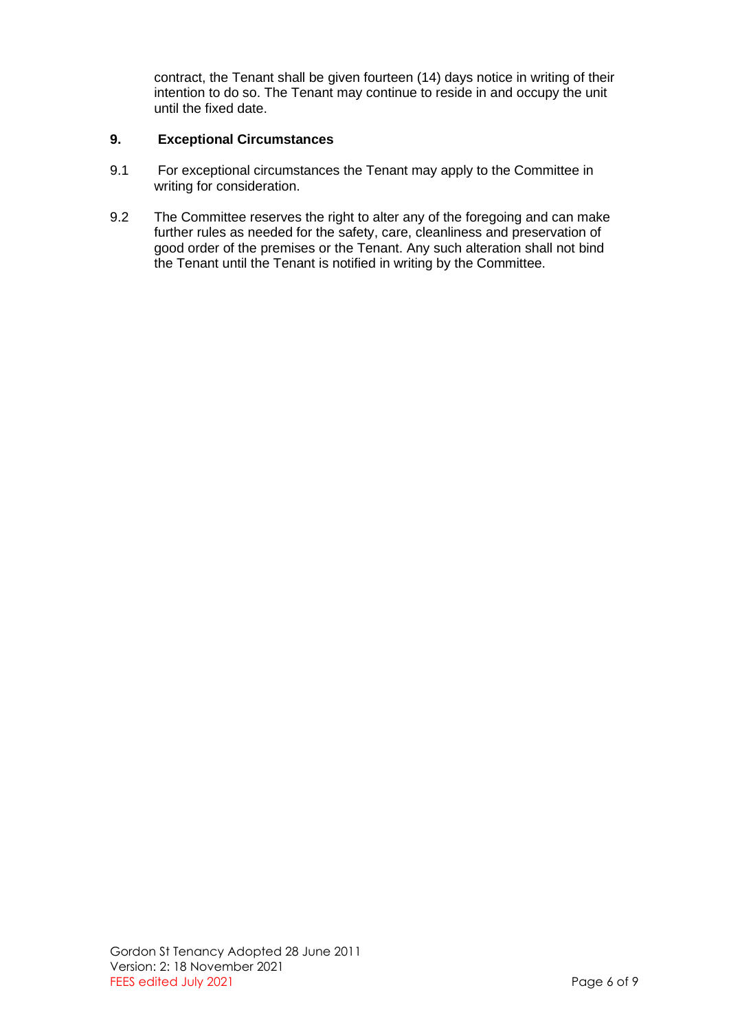contract, the Tenant shall be given fourteen (14) days notice in writing of their intention to do so. The Tenant may continue to reside in and occupy the unit until the fixed date.

## 9. Exceptional Circumstances

9.1 For exceptional circumstances the Tenant may apply to the Committee in writing for consideration.

9.2 The Committee reserves the right to alter any of the foregoing and can make further rules as needed for the safety, care, cleanliness and preservation of good order of the premises or the Tenant. Any such alteration shall not bind the Tenant until the Tenant is notified in writing by the Committee.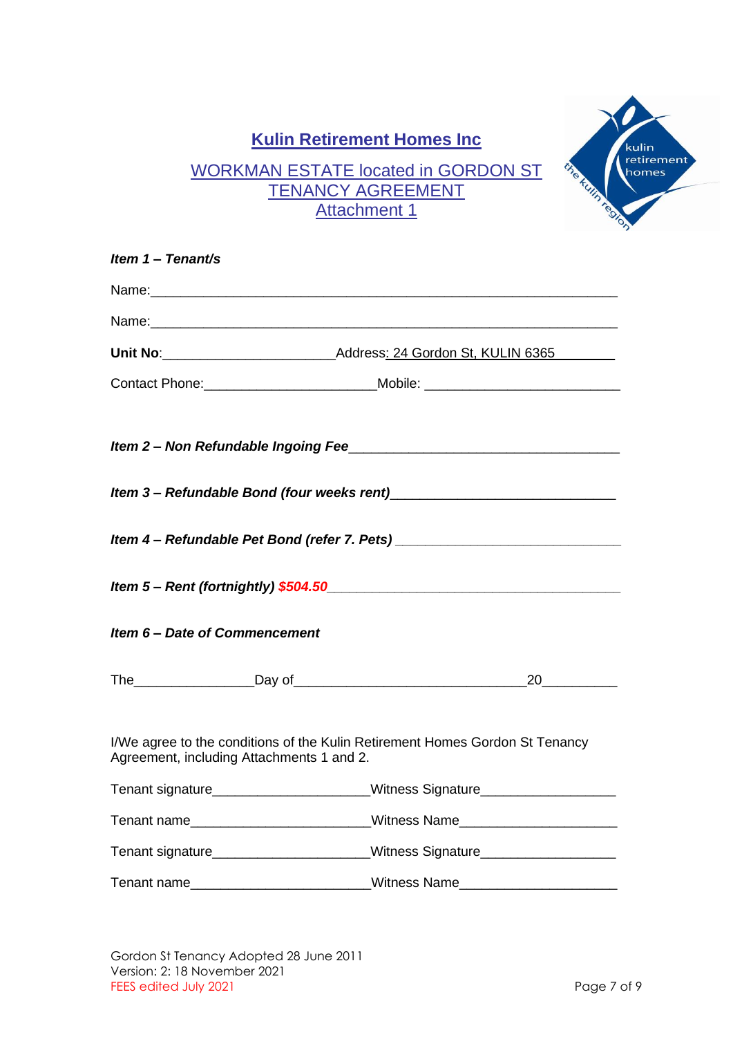# Kulin Retirement Homes Inc

## WORKMAN ESTATE located in GORDON ST TENANCY AGREEMENT Attachment 1

***Item 1 – Tenant/s***

Name:_______________________________________________________________

Name:_______________________________________________________________

**Unit No**:______________________Address: 24 Gordon St, KULIN 6365________

Contact Phone:______________________Mobile: _________________________

***Item 2 – Non Refundable Ingoing Fee***___________________________________

***Item 3 – Refundable Bond (four weeks rent)***___________________________

***Item 4 – Refundable Pet Bond (refer 7. Pets)*** ___________________________

***Item 5 – Rent (fortnightly) $504.50***_____________________________________

***Item 6 – Date of Commencement***

The_______________Day of______________________________20_________

I/We agree to the conditions of the Kulin Retirement Homes Gordon St Tenancy Agreement, including Attachments 1 and 2.

Tenant signature____________________Witness Signature_________________

Tenant name_______________________Witness Name____________________

Tenant signature____________________Witness Signature_________________

Tenant name_______________________Witness Name____________________

Gordon St Tenancy Adopted 28 June 2011
Version: 2: 18 November 2021
FEES edited July 2021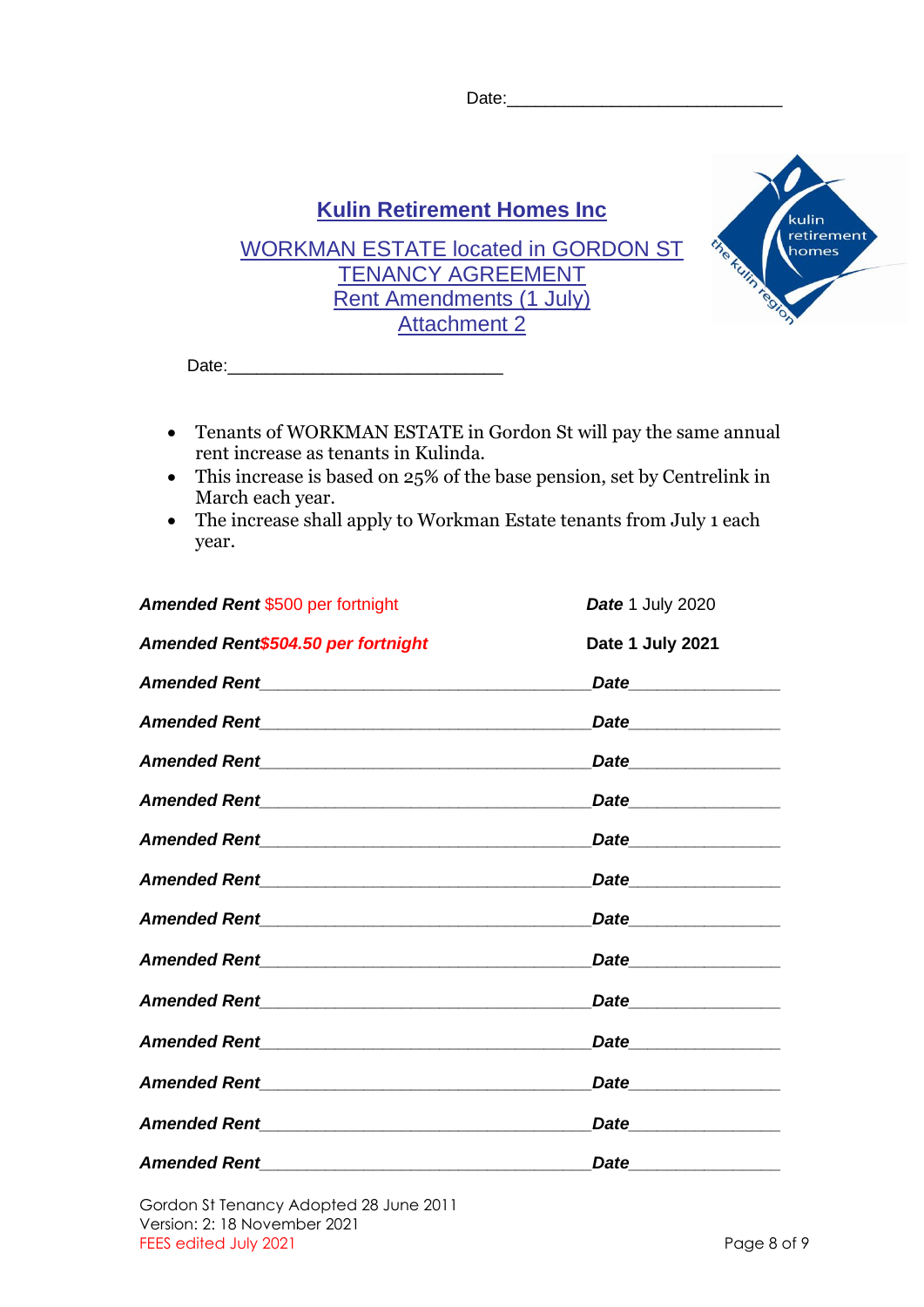Date:____________________________

# Kulin Retirement Homes Inc

## WORKMAN ESTATE located in GORDON ST TENANCY AGREEMENT Rent Amendments (1 July) Attachment 2

Date:____________________________

- Tenants of WORKMAN ESTATE in Gordon St will pay the same annual rent increase as tenants in Kulinda.
- This increase is based on 25% of the base pension, set by Centrelink in March each year.
- The increase shall apply to Workman Estate tenants from July 1 each year.

***Amended Rent*** $500 per fortnight — ***Date*** 1 July 2020

***Amended Rent*** ***$504.50 per fortnight*** — **Date 1 July 2021**

***Amended Rent***__________________________________ ***Date***________________

***Amended Rent***__________________________________ ***Date***________________

***Amended Rent***__________________________________ ***Date***________________

***Amended Rent***__________________________________ ***Date***________________

***Amended Rent***__________________________________ ***Date***________________

***Amended Rent***__________________________________ ***Date***________________

***Amended Rent***__________________________________ ***Date***________________

***Amended Rent***__________________________________ ***Date***________________

***Amended Rent***__________________________________ ***Date***________________

***Amended Rent***__________________________________ ***Date***________________

***Amended Rent***__________________________________ ***Date***________________

***Amended Rent***__________________________________ ***Date***________________

***Amended Rent***__________________________________ ***Date***________________

Gordon St Tenancy Adopted 28 June 2011
Version: 2: 18 November 2021
FEES edited July 2021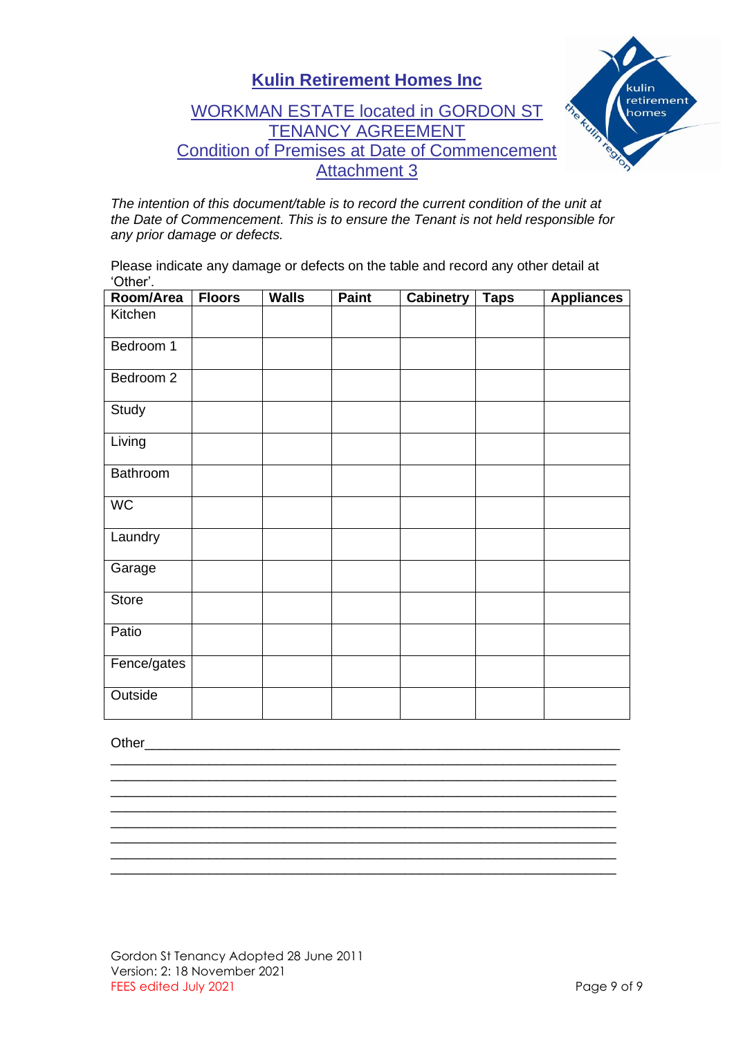# Kulin Retirement Homes Inc

## WORKMAN ESTATE located in GORDON ST TENANCY AGREEMENT Condition of Premises at Date of Commencement Attachment 3

*The intention of this document/table is to record the current condition of the unit at the Date of Commencement. This is to ensure the Tenant is not held responsible for any prior damage or defects.*

Please indicate any damage or defects on the table and record any other detail at 'Other'.

| Room/Area | Floors | Walls | Paint | Cabinetry | Taps | Appliances |
|---|---|---|---|---|---|---|
| Kitchen | | | | | | |
| Bedroom 1 | | | | | | |
| Bedroom 2 | | | | | | |
| Study | | | | | | |
| Living | | | | | | |
| Bathroom | | | | | | |
| WC | | | | | | |
| Laundry | | | | | | |
| Garage | | | | | | |
| Store | | | | | | |
| Patio | | | | | | |
| Fence/gates | | | | | | |
| Outside | | | | | | |

Other_______________________________________________________________
_________________________________________________________________
_________________________________________________________________
_________________________________________________________________
_________________________________________________________________
_________________________________________________________________
_________________________________________________________________
_________________________________________________________________
_________________________________________________________________

Gordon St Tenancy Adopted 28 June 2011
Version: 2: 18 November 2021
FEES edited July 2021